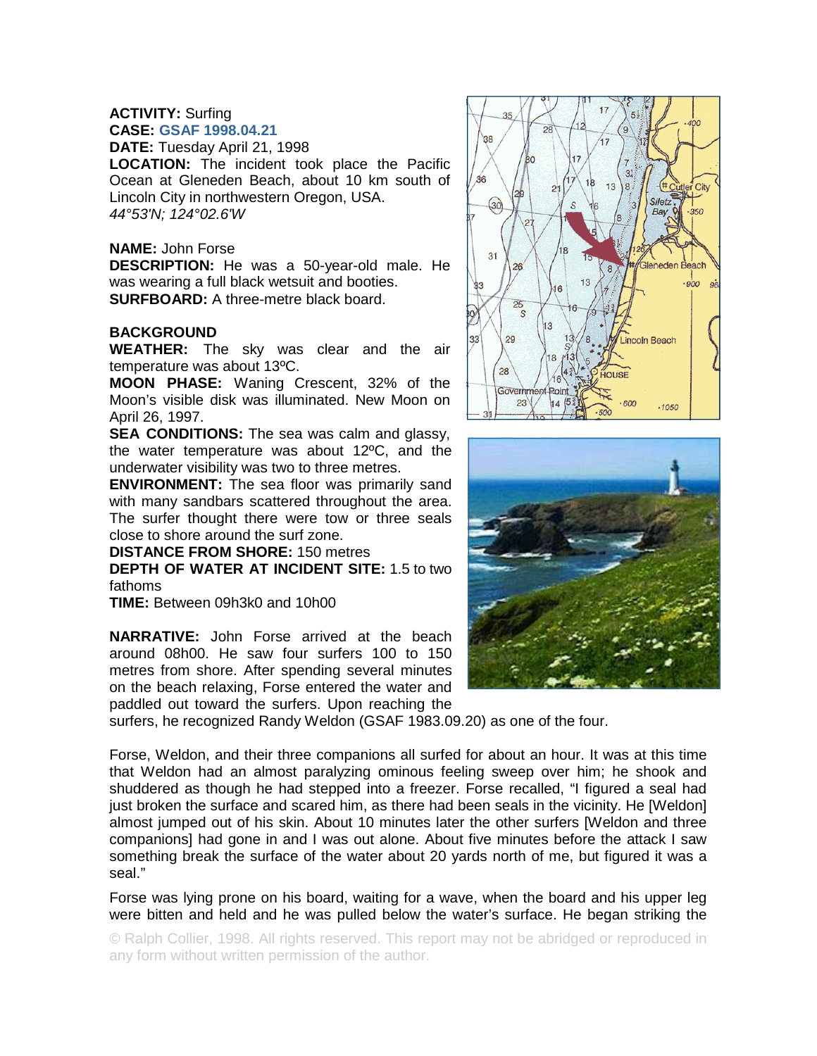**ACTIVITY:** Surfing
**CASE:** GSAF 1998.04.21
**DATE:** Tuesday April 21, 1998
**LOCATION:** The incident took place the Pacific Ocean at Gleneden Beach, about 10 km south of Lincoln City in northwestern Oregon, USA.
*44°53'N; 124°02.6'W*

**NAME:** John Forse
**DESCRIPTION:** He was a 50-year-old male. He was wearing a full black wetsuit and booties.
**SURFBOARD:** A three-metre black board.

**BACKGROUND**
**WEATHER:** The sky was clear and the air temperature was about 13ºC.
**MOON PHASE:** Waning Crescent, 32% of the Moon's visible disk was illuminated. New Moon on April 26, 1997.
**SEA CONDITIONS:** The sea was calm and glassy, the water temperature was about 12ºC, and the underwater visibility was two to three metres.
**ENVIRONMENT:** The sea floor was primarily sand with many sandbars scattered throughout the area. The surfer thought there were tow or three seals close to shore around the surf zone.
**DISTANCE FROM SHORE:** 150 metres
**DEPTH OF WATER AT INCIDENT SITE:** 1.5 to two fathoms
**TIME:** Between 09h3k0 and 10h00

**NARRATIVE:** John Forse arrived at the beach around 08h00. He saw four surfers 100 to 150 metres from shore. After spending several minutes on the beach relaxing, Forse entered the water and paddled out toward the surfers. Upon reaching the surfers, he recognized Randy Weldon (GSAF 1983.09.20) as one of the four.

Forse, Weldon, and their three companions all surfed for about an hour. It was at this time that Weldon had an almost paralyzing ominous feeling sweep over him; he shook and shuddered as though he had stepped into a freezer. Forse recalled, "I figured a seal had just broken the surface and scared him, as there had been seals in the vicinity. He [Weldon] almost jumped out of his skin. About 10 minutes later the other surfers [Weldon and three companions] had gone in and I was out alone. About five minutes before the attack I saw something break the surface of the water about 20 yards north of me, but figured it was a seal."

Forse was lying prone on his board, waiting for a wave, when the board and his upper leg were bitten and held and he was pulled below the water's surface. He began striking the

© Ralph Collier, 1998. All rights reserved. This report may not be abridged or reproduced in any form without written permission of the author.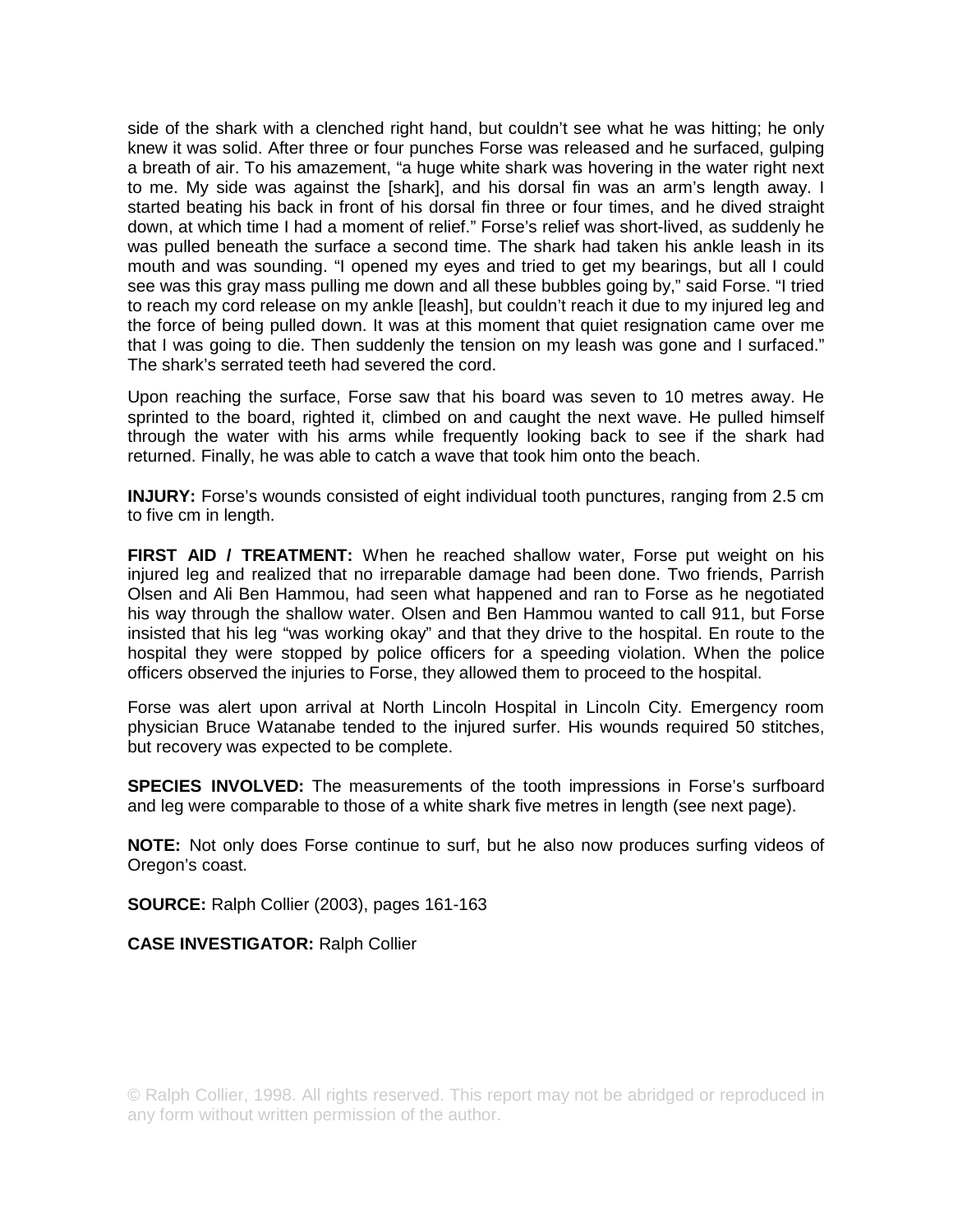side of the shark with a clenched right hand, but couldn't see what he was hitting; he only knew it was solid. After three or four punches Forse was released and he surfaced, gulping a breath of air. To his amazement, "a huge white shark was hovering in the water right next to me. My side was against the [shark], and his dorsal fin was an arm's length away. I started beating his back in front of his dorsal fin three or four times, and he dived straight down, at which time I had a moment of relief." Forse's relief was short-lived, as suddenly he was pulled beneath the surface a second time. The shark had taken his ankle leash in its mouth and was sounding. "I opened my eyes and tried to get my bearings, but all I could see was this gray mass pulling me down and all these bubbles going by," said Forse. "I tried to reach my cord release on my ankle [leash], but couldn't reach it due to my injured leg and the force of being pulled down. It was at this moment that quiet resignation came over me that I was going to die. Then suddenly the tension on my leash was gone and I surfaced." The shark's serrated teeth had severed the cord.

Upon reaching the surface, Forse saw that his board was seven to 10 metres away. He sprinted to the board, righted it, climbed on and caught the next wave. He pulled himself through the water with his arms while frequently looking back to see if the shark had returned. Finally, he was able to catch a wave that took him onto the beach.

**INJURY:** Forse's wounds consisted of eight individual tooth punctures, ranging from 2.5 cm to five cm in length.

**FIRST AID / TREATMENT:** When he reached shallow water, Forse put weight on his injured leg and realized that no irreparable damage had been done. Two friends, Parrish Olsen and Ali Ben Hammou, had seen what happened and ran to Forse as he negotiated his way through the shallow water. Olsen and Ben Hammou wanted to call 911, but Forse insisted that his leg "was working okay" and that they drive to the hospital. En route to the hospital they were stopped by police officers for a speeding violation. When the police officers observed the injuries to Forse, they allowed them to proceed to the hospital.

Forse was alert upon arrival at North Lincoln Hospital in Lincoln City. Emergency room physician Bruce Watanabe tended to the injured surfer. His wounds required 50 stitches, but recovery was expected to be complete.

**SPECIES INVOLVED:** The measurements of the tooth impressions in Forse's surfboard and leg were comparable to those of a white shark five metres in length (see next page).

**NOTE:** Not only does Forse continue to surf, but he also now produces surfing videos of Oregon's coast.

**SOURCE:** Ralph Collier (2003), pages 161-163

**CASE INVESTIGATOR:** Ralph Collier

© Ralph Collier, 1998. All rights reserved. This report may not be abridged or reproduced in any form without written permission of the author.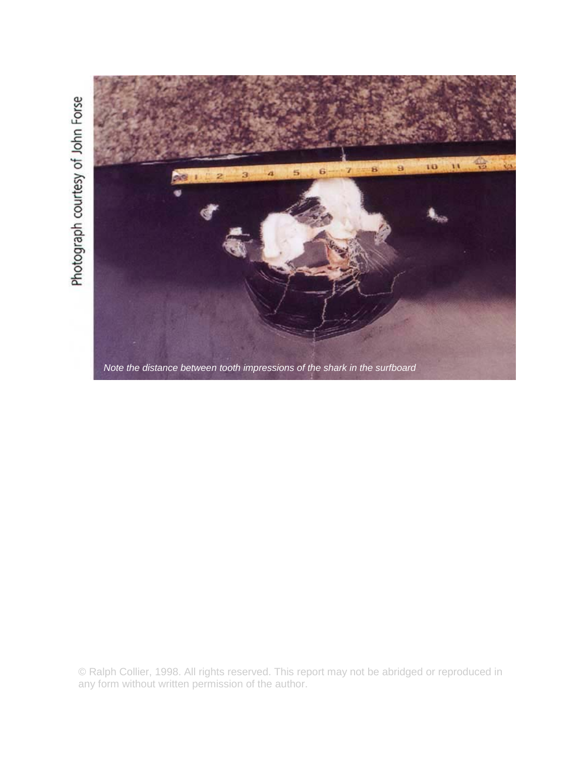Photograph courtesy of John Forse

*Note the distance between tooth impressions of the shark in the surfboard*

© Ralph Collier, 1998. All rights reserved. This report may not be abridged or reproduced in any form without written permission of the author.